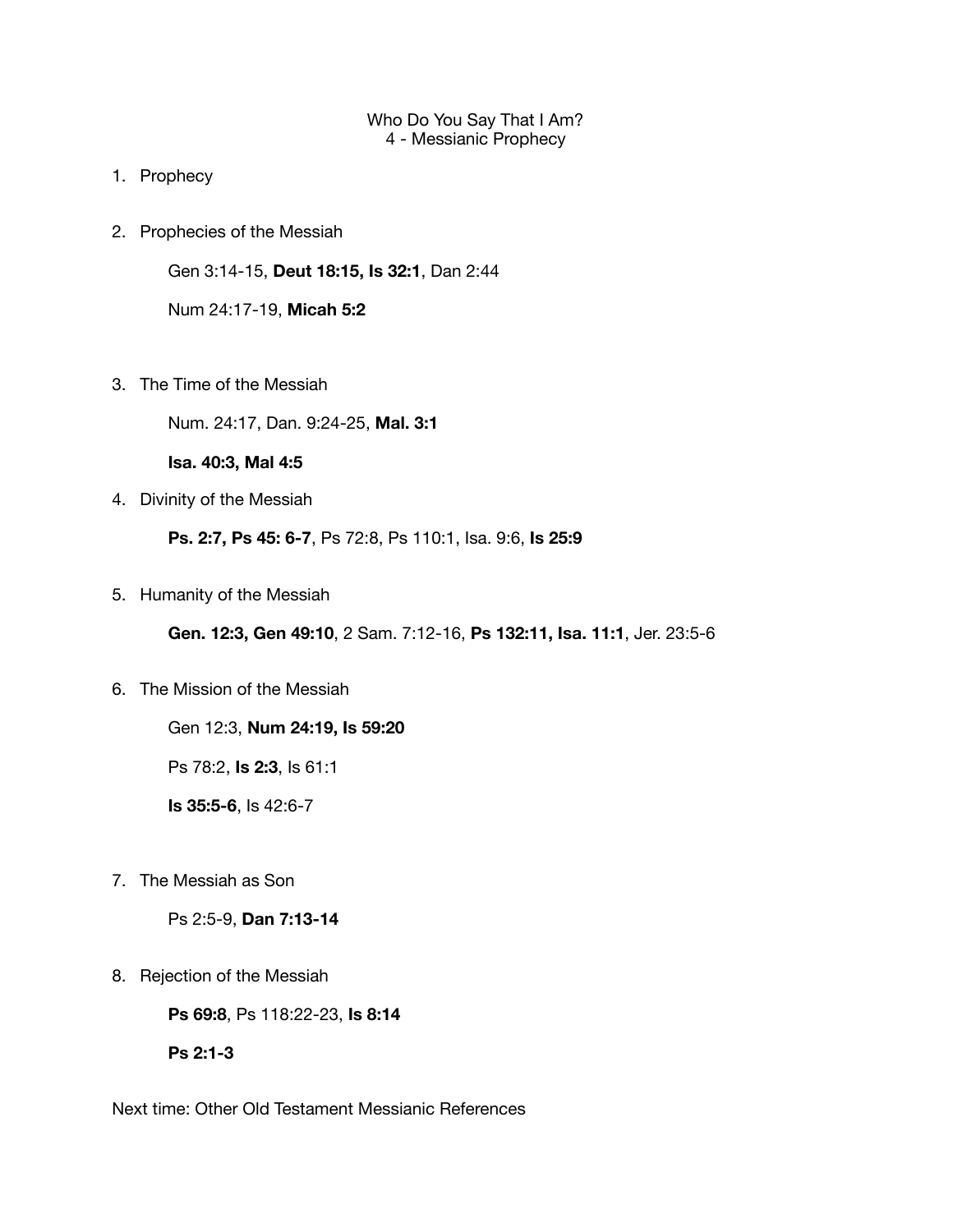# Who Do You Say That I Am?
## 4 - Messianic Prophecy

1. Prophecy

2. Prophecies of the Messiah

   Gen 3:14-15, **Deut 18:15, Is 32:1**, Dan 2:44

   Num 24:17-19, **Micah 5:2**

3. The Time of the Messiah

   Num. 24:17, Dan. 9:24-25, **Mal. 3:1**

   **Isa. 40:3, Mal 4:5**

4. Divinity of the Messiah

   **Ps. 2:7, Ps 45: 6-7**, Ps 72:8, Ps 110:1, Isa. 9:6, **Is 25:9**

5. Humanity of the Messiah

   **Gen. 12:3, Gen 49:10**, 2 Sam. 7:12-16, **Ps 132:11, Isa. 11:1**, Jer. 23:5-6

6. The Mission of the Messiah

   Gen 12:3, **Num 24:19, Is 59:20**

   Ps 78:2, **Is 2:3**, Is 61:1

   **Is 35:5-6**, Is 42:6-7

7. The Messiah as Son

   Ps 2:5-9, **Dan 7:13-14**

8. Rejection of the Messiah

   **Ps 69:8**, Ps 118:22-23, **Is 8:14**

   **Ps 2:1-3**

Next time: Other Old Testament Messianic References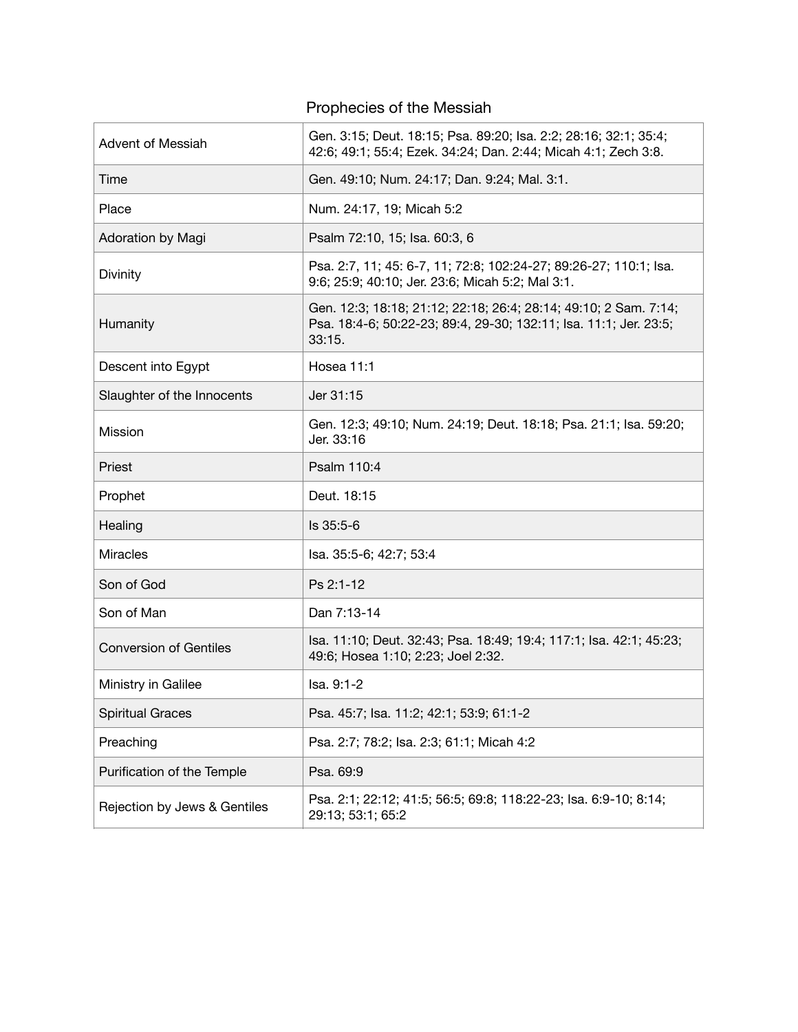# Prophecies of the Messiah

| | |
|---|---|
| Advent of Messiah | Gen. 3:15; Deut. 18:15; Psa. 89:20; Isa. 2:2; 28:16; 32:1; 35:4; 42:6; 49:1; 55:4; Ezek. 34:24; Dan. 2:44; Micah 4:1; Zech 3:8. |
| Time | Gen. 49:10; Num. 24:17; Dan. 9:24; Mal. 3:1. |
| Place | Num. 24:17, 19; Micah 5:2 |
| Adoration by Magi | Psalm 72:10, 15; Isa. 60:3, 6 |
| Divinity | Psa. 2:7, 11; 45: 6-7, 11; 72:8; 102:24-27; 89:26-27; 110:1; Isa. 9:6; 25:9; 40:10; Jer. 23:6; Micah 5:2; Mal 3:1. |
| Humanity | Gen. 12:3; 18:18; 21:12; 22:18; 26:4; 28:14; 49:10; 2 Sam. 7:14; Psa. 18:4-6; 50:22-23; 89:4, 29-30; 132:11; Isa. 11:1; Jer. 23:5; 33:15. |
| Descent into Egypt | Hosea 11:1 |
| Slaughter of the Innocents | Jer 31:15 |
| Mission | Gen. 12:3; 49:10; Num. 24:19; Deut. 18:18; Psa. 21:1; Isa. 59:20; Jer. 33:16 |
| Priest | Psalm 110:4 |
| Prophet | Deut. 18:15 |
| Healing | Is 35:5-6 |
| Miracles | Isa. 35:5-6; 42:7; 53:4 |
| Son of God | Ps 2:1-12 |
| Son of Man | Dan 7:13-14 |
| Conversion of Gentiles | Isa. 11:10; Deut. 32:43; Psa. 18:49; 19:4; 117:1; Isa. 42:1; 45:23; 49:6; Hosea 1:10; 2:23; Joel 2:32. |
| Ministry in Galilee | Isa. 9:1-2 |
| Spiritual Graces | Psa. 45:7; Isa. 11:2; 42:1; 53:9; 61:1-2 |
| Preaching | Psa. 2:7; 78:2; Isa. 2:3; 61:1; Micah 4:2 |
| Purification of the Temple | Psa. 69:9 |
| Rejection by Jews & Gentiles | Psa. 2:1; 22:12; 41:5; 56:5; 69:8; 118:22-23; Isa. 6:9-10; 8:14; 29:13; 53:1; 65:2 |